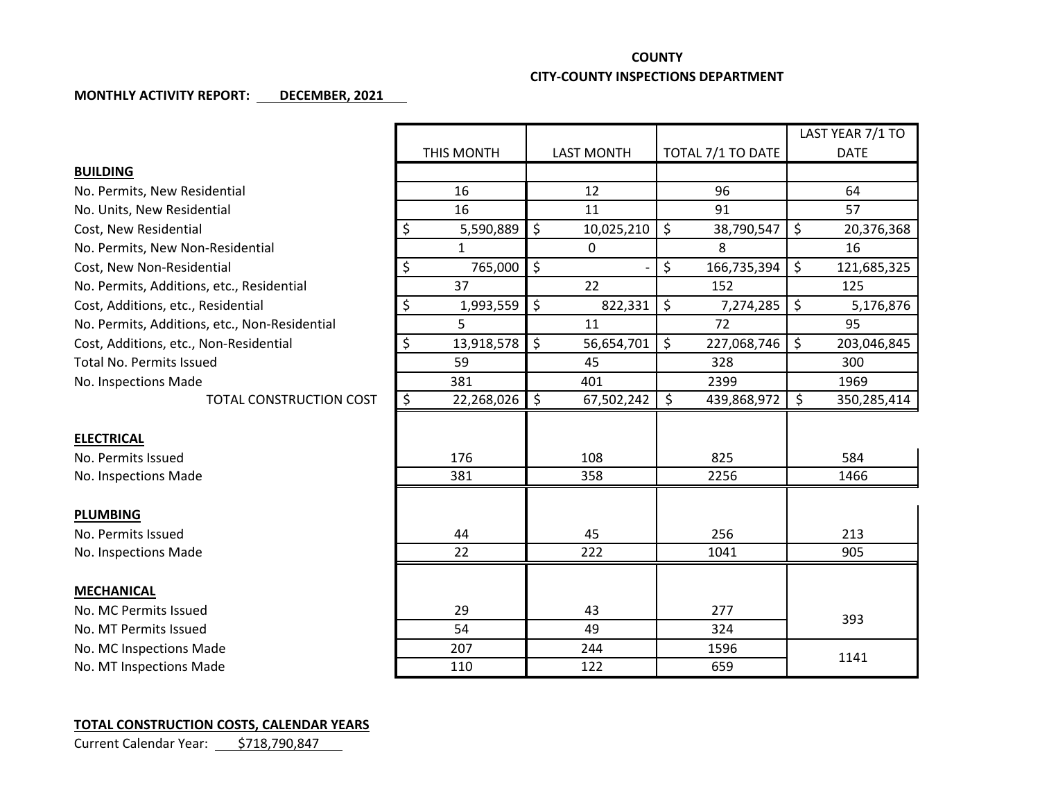**COUNTY**

**CITY-COUNTY INSPECTIONS DEPARTMENT**

**MONTHLY ACTIVITY REPORT: DECEMBER, 2021**

| | THIS MONTH | LAST MONTH | TOTAL 7/1 TO DATE | LAST YEAR 7/1 TO DATE |
|---|---|---|---|---|
| **BUILDING** | | | | |
| No. Permits, New Residential | 16 | 12 | 96 | 64 |
| No. Units, New Residential | 16 | 11 | 91 | 57 |
| Cost, New Residential | $ 5,590,889 | $ 10,025,210 | $ 38,790,547 | $ 20,376,368 |
| No. Permits, New Non-Residential | 1 | 0 | 8 | 16 |
| Cost, New Non-Residential | $ 765,000 | $ - | $ 166,735,394 | $ 121,685,325 |
| No. Permits, Additions, etc., Residential | 37 | 22 | 152 | 125 |
| Cost, Additions, etc., Residential | $ 1,993,559 | $ 822,331 | $ 7,274,285 | $ 5,176,876 |
| No. Permits, Additions, etc., Non-Residential | 5 | 11 | 72 | 95 |
| Cost, Additions, etc., Non-Residential | $ 13,918,578 | $ 56,654,701 | $ 227,068,746 | $ 203,046,845 |
| Total No. Permits Issued | 59 | 45 | 328 | 300 |
| No. Inspections Made | 381 | 401 | 2399 | 1969 |
| TOTAL CONSTRUCTION COST | $ 22,268,026 | $ 67,502,242 | $ 439,868,972 | $ 350,285,414 |
| **ELECTRICAL** | | | | |
| No. Permits Issued | 176 | 108 | 825 | 584 |
| No. Inspections Made | 381 | 358 | 2256 | 1466 |
| **PLUMBING** | | | | |
| No. Permits Issued | 44 | 45 | 256 | 213 |
| No. Inspections Made | 22 | 222 | 1041 | 905 |
| **MECHANICAL** | | | | |
| No. MC Permits Issued | 29 | 43 | 277 | 393 |
| No. MT Permits Issued | 54 | 49 | 324 | |
| No. MC Inspections Made | 207 | 244 | 1596 | 1141 |
| No. MT Inspections Made | 110 | 122 | 659 | |

**TOTAL CONSTRUCTION COSTS, CALENDAR YEARS**

Current Calendar Year: $718,790,847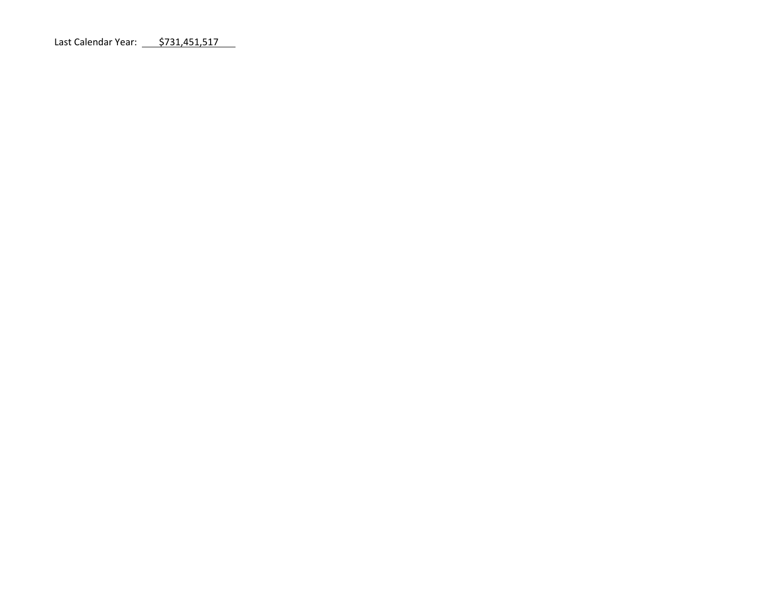Last Calendar Year: $731,451,517